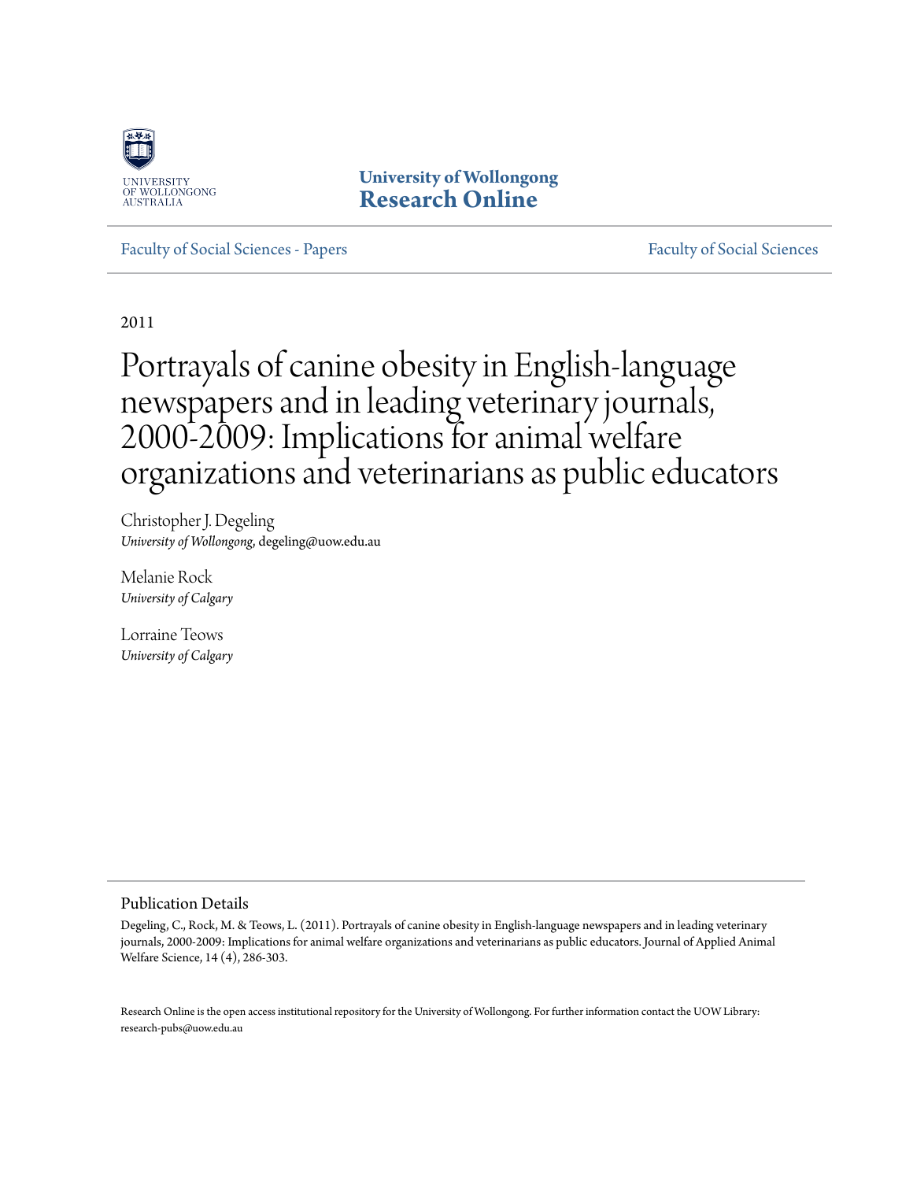University of Wollongong
**Research Online**

Faculty of Social Sciences - Papers

Faculty of Social Sciences

2011

# Portrayals of canine obesity in English-language newspapers and in leading veterinary journals, 2000-2009: Implications for animal welfare organizations and veterinarians as public educators

Christopher J. Degeling
*University of Wollongong*, degeling@uow.edu.au

Melanie Rock
*University of Calgary*

Lorraine Teows
*University of Calgary*

## Publication Details

Degeling, C., Rock, M. & Teows, L. (2011). Portrayals of canine obesity in English-language newspapers and in leading veterinary journals, 2000-2009: Implications for animal welfare organizations and veterinarians as public educators. Journal of Applied Animal Welfare Science, 14 (4), 286-303.

Research Online is the open access institutional repository for the University of Wollongong. For further information contact the UOW Library: research-pubs@uow.edu.au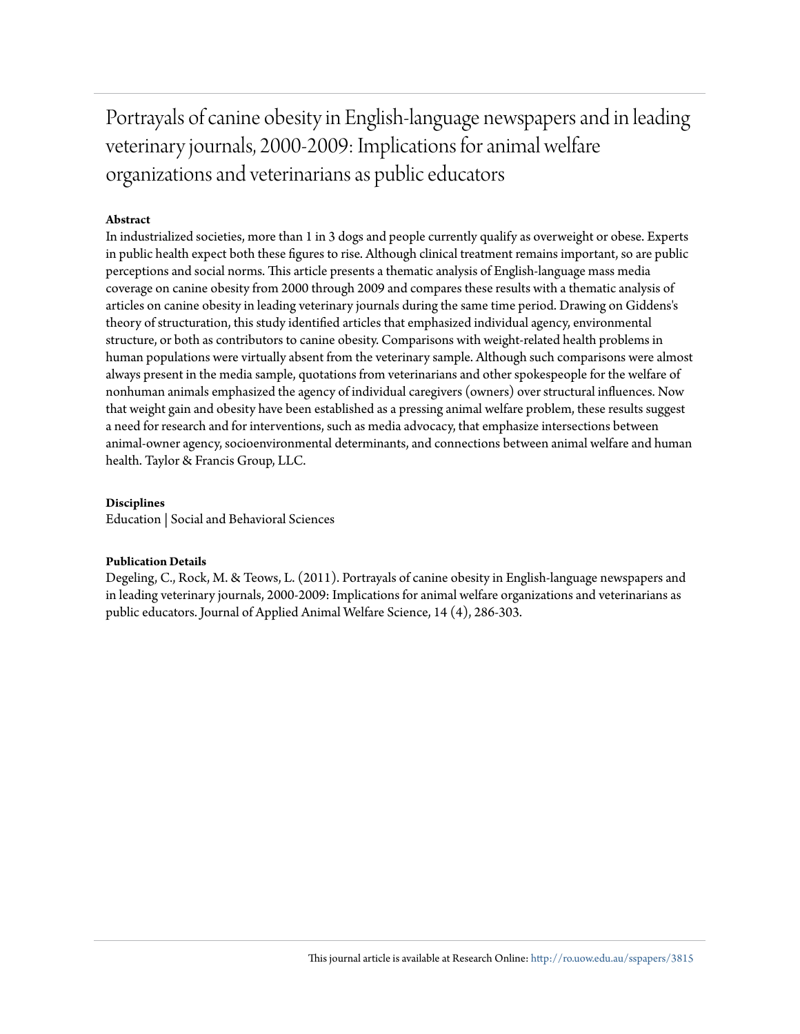# Portrayals of canine obesity in English-language newspapers and in leading veterinary journals, 2000-2009: Implications for animal welfare organizations and veterinarians as public educators

**Abstract**

In industrialized societies, more than 1 in 3 dogs and people currently qualify as overweight or obese. Experts in public health expect both these figures to rise. Although clinical treatment remains important, so are public perceptions and social norms. This article presents a thematic analysis of English-language mass media coverage on canine obesity from 2000 through 2009 and compares these results with a thematic analysis of articles on canine obesity in leading veterinary journals during the same time period. Drawing on Giddens's theory of structuration, this study identified articles that emphasized individual agency, environmental structure, or both as contributors to canine obesity. Comparisons with weight-related health problems in human populations were virtually absent from the veterinary sample. Although such comparisons were almost always present in the media sample, quotations from veterinarians and other spokespeople for the welfare of nonhuman animals emphasized the agency of individual caregivers (owners) over structural influences. Now that weight gain and obesity have been established as a pressing animal welfare problem, these results suggest a need for research and for interventions, such as media advocacy, that emphasize intersections between animal-owner agency, socioenvironmental determinants, and connections between animal welfare and human health. Taylor & Francis Group, LLC.

**Disciplines**

Education | Social and Behavioral Sciences

**Publication Details**

Degeling, C., Rock, M. & Teows, L. (2011). Portrayals of canine obesity in English-language newspapers and in leading veterinary journals, 2000-2009: Implications for animal welfare organizations and veterinarians as public educators. Journal of Applied Animal Welfare Science, 14 (4), 286-303.

This journal article is available at Research Online: http://ro.uow.edu.au/sspapers/3815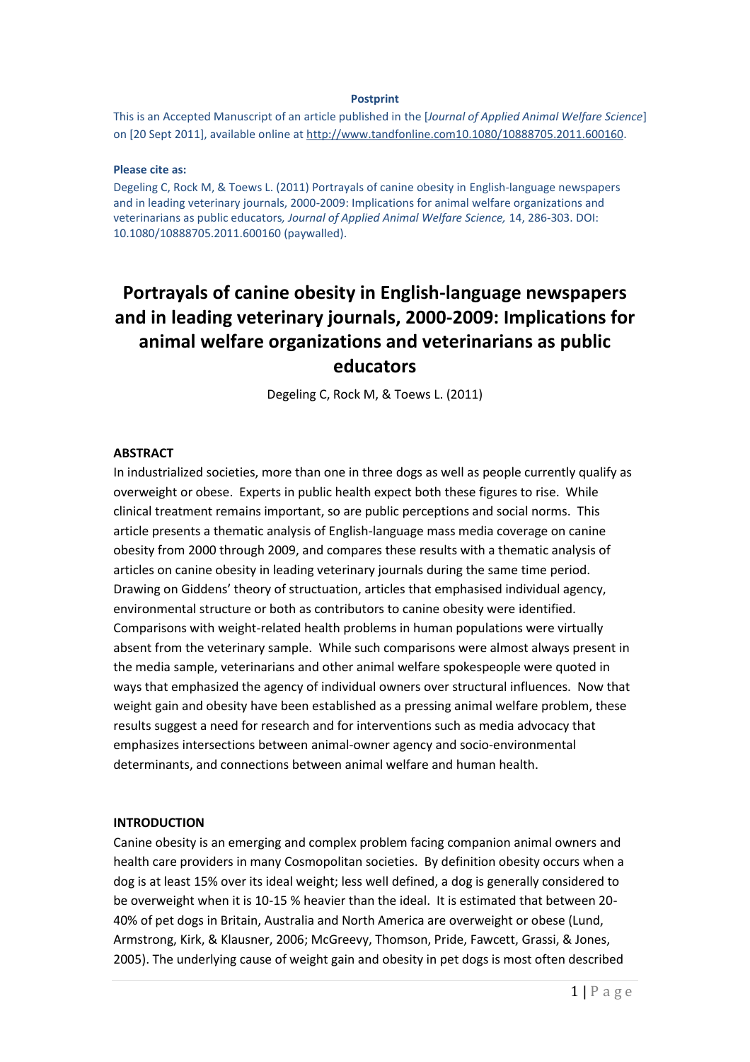**Postprint**

This is an Accepted Manuscript of an article published in the [*Journal of Applied Animal Welfare Science*] on [20 Sept 2011], available online at http://www.tandfonline.com10.1080/10888705.2011.600160.

**Please cite as:**

Degeling C, Rock M, & Toews L. (2011) Portrayals of canine obesity in English-language newspapers and in leading veterinary journals, 2000-2009: Implications for animal welfare organizations and veterinarians as public educators, *Journal of Applied Animal Welfare Science,* 14, 286-303. DOI: 10.1080/10888705.2011.600160 (paywalled).

# Portrayals of canine obesity in English-language newspapers and in leading veterinary journals, 2000-2009: Implications for animal welfare organizations and veterinarians as public educators

Degeling C, Rock M, & Toews L. (2011)

## ABSTRACT

In industrialized societies, more than one in three dogs as well as people currently qualify as overweight or obese. Experts in public health expect both these figures to rise. While clinical treatment remains important, so are public perceptions and social norms. This article presents a thematic analysis of English-language mass media coverage on canine obesity from 2000 through 2009, and compares these results with a thematic analysis of articles on canine obesity in leading veterinary journals during the same time period. Drawing on Giddens' theory of structuation, articles that emphasised individual agency, environmental structure or both as contributors to canine obesity were identified. Comparisons with weight-related health problems in human populations were virtually absent from the veterinary sample. While such comparisons were almost always present in the media sample, veterinarians and other animal welfare spokespeople were quoted in ways that emphasized the agency of individual owners over structural influences. Now that weight gain and obesity have been established as a pressing animal welfare problem, these results suggest a need for research and for interventions such as media advocacy that emphasizes intersections between animal-owner agency and socio-environmental determinants, and connections between animal welfare and human health.

## INTRODUCTION

Canine obesity is an emerging and complex problem facing companion animal owners and health care providers in many Cosmopolitan societies. By definition obesity occurs when a dog is at least 15% over its ideal weight; less well defined, a dog is generally considered to be overweight when it is 10-15 % heavier than the ideal. It is estimated that between 20-40% of pet dogs in Britain, Australia and North America are overweight or obese (Lund, Armstrong, Kirk, & Klausner, 2006; McGreevy, Thomson, Pride, Fawcett, Grassi, & Jones, 2005). The underlying cause of weight gain and obesity in pet dogs is most often described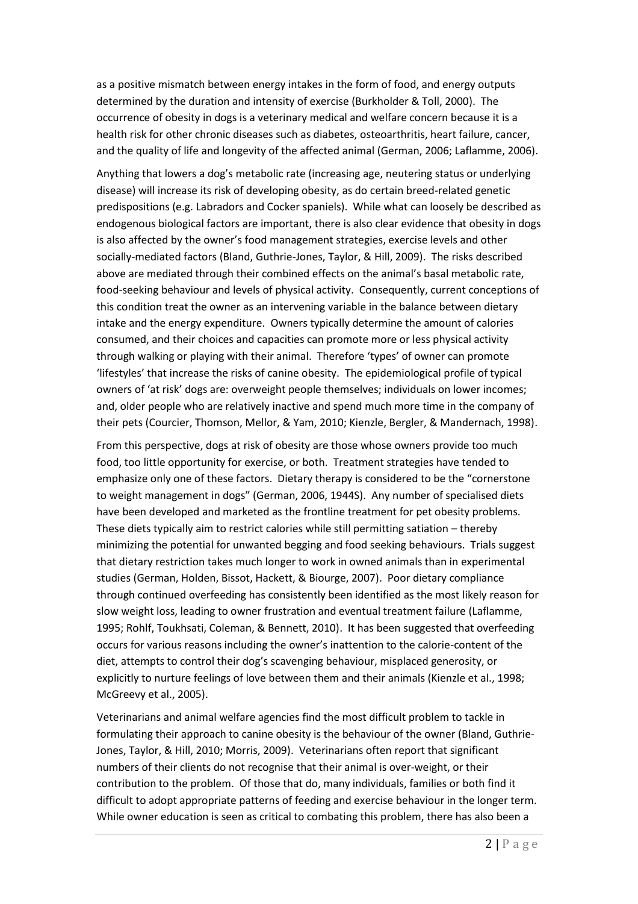as a positive mismatch between energy intakes in the form of food, and energy outputs determined by the duration and intensity of exercise (Burkholder & Toll, 2000). The occurrence of obesity in dogs is a veterinary medical and welfare concern because it is a health risk for other chronic diseases such as diabetes, osteoarthritis, heart failure, cancer, and the quality of life and longevity of the affected animal (German, 2006; Laflamme, 2006).

Anything that lowers a dog's metabolic rate (increasing age, neutering status or underlying disease) will increase its risk of developing obesity, as do certain breed-related genetic predispositions (e.g. Labradors and Cocker spaniels). While what can loosely be described as endogenous biological factors are important, there is also clear evidence that obesity in dogs is also affected by the owner's food management strategies, exercise levels and other socially-mediated factors (Bland, Guthrie-Jones, Taylor, & Hill, 2009). The risks described above are mediated through their combined effects on the animal's basal metabolic rate, food-seeking behaviour and levels of physical activity. Consequently, current conceptions of this condition treat the owner as an intervening variable in the balance between dietary intake and the energy expenditure. Owners typically determine the amount of calories consumed, and their choices and capacities can promote more or less physical activity through walking or playing with their animal. Therefore 'types' of owner can promote 'lifestyles' that increase the risks of canine obesity. The epidemiological profile of typical owners of 'at risk' dogs are: overweight people themselves; individuals on lower incomes; and, older people who are relatively inactive and spend much more time in the company of their pets (Courcier, Thomson, Mellor, & Yam, 2010; Kienzle, Bergler, & Mandernach, 1998).

From this perspective, dogs at risk of obesity are those whose owners provide too much food, too little opportunity for exercise, or both. Treatment strategies have tended to emphasize only one of these factors. Dietary therapy is considered to be the "cornerstone to weight management in dogs" (German, 2006, 1944S). Any number of specialised diets have been developed and marketed as the frontline treatment for pet obesity problems. These diets typically aim to restrict calories while still permitting satiation – thereby minimizing the potential for unwanted begging and food seeking behaviours. Trials suggest that dietary restriction takes much longer to work in owned animals than in experimental studies (German, Holden, Bissot, Hackett, & Biourge, 2007). Poor dietary compliance through continued overfeeding has consistently been identified as the most likely reason for slow weight loss, leading to owner frustration and eventual treatment failure (Laflamme, 1995; Rohlf, Toukhsati, Coleman, & Bennett, 2010). It has been suggested that overfeeding occurs for various reasons including the owner's inattention to the calorie-content of the diet, attempts to control their dog's scavenging behaviour, misplaced generosity, or explicitly to nurture feelings of love between them and their animals (Kienzle et al., 1998; McGreevy et al., 2005).

Veterinarians and animal welfare agencies find the most difficult problem to tackle in formulating their approach to canine obesity is the behaviour of the owner (Bland, Guthrie-Jones, Taylor, & Hill, 2010; Morris, 2009). Veterinarians often report that significant numbers of their clients do not recognise that their animal is over-weight, or their contribution to the problem. Of those that do, many individuals, families or both find it difficult to adopt appropriate patterns of feeding and exercise behaviour in the longer term. While owner education is seen as critical to combating this problem, there has also been a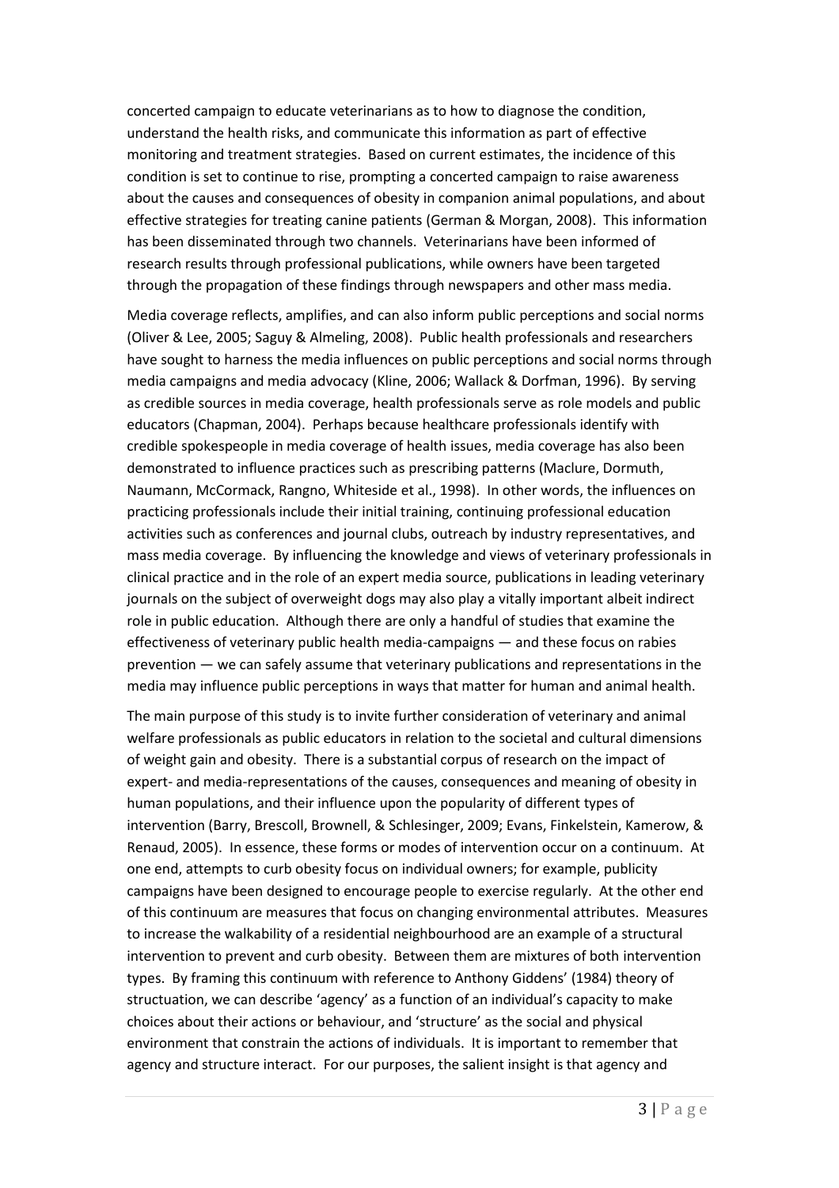concerted campaign to educate veterinarians as to how to diagnose the condition, understand the health risks, and communicate this information as part of effective monitoring and treatment strategies. Based on current estimates, the incidence of this condition is set to continue to rise, prompting a concerted campaign to raise awareness about the causes and consequences of obesity in companion animal populations, and about effective strategies for treating canine patients (German & Morgan, 2008). This information has been disseminated through two channels. Veterinarians have been informed of research results through professional publications, while owners have been targeted through the propagation of these findings through newspapers and other mass media.

Media coverage reflects, amplifies, and can also inform public perceptions and social norms (Oliver & Lee, 2005; Saguy & Almeling, 2008). Public health professionals and researchers have sought to harness the media influences on public perceptions and social norms through media campaigns and media advocacy (Kline, 2006; Wallack & Dorfman, 1996). By serving as credible sources in media coverage, health professionals serve as role models and public educators (Chapman, 2004). Perhaps because healthcare professionals identify with credible spokespeople in media coverage of health issues, media coverage has also been demonstrated to influence practices such as prescribing patterns (Maclure, Dormuth, Naumann, McCormack, Rangno, Whiteside et al., 1998). In other words, the influences on practicing professionals include their initial training, continuing professional education activities such as conferences and journal clubs, outreach by industry representatives, and mass media coverage. By influencing the knowledge and views of veterinary professionals in clinical practice and in the role of an expert media source, publications in leading veterinary journals on the subject of overweight dogs may also play a vitally important albeit indirect role in public education. Although there are only a handful of studies that examine the effectiveness of veterinary public health media-campaigns — and these focus on rabies prevention — we can safely assume that veterinary publications and representations in the media may influence public perceptions in ways that matter for human and animal health.

The main purpose of this study is to invite further consideration of veterinary and animal welfare professionals as public educators in relation to the societal and cultural dimensions of weight gain and obesity. There is a substantial corpus of research on the impact of expert- and media-representations of the causes, consequences and meaning of obesity in human populations, and their influence upon the popularity of different types of intervention (Barry, Brescoll, Brownell, & Schlesinger, 2009; Evans, Finkelstein, Kamerow, & Renaud, 2005). In essence, these forms or modes of intervention occur on a continuum. At one end, attempts to curb obesity focus on individual owners; for example, publicity campaigns have been designed to encourage people to exercise regularly. At the other end of this continuum are measures that focus on changing environmental attributes. Measures to increase the walkability of a residential neighbourhood are an example of a structural intervention to prevent and curb obesity. Between them are mixtures of both intervention types. By framing this continuum with reference to Anthony Giddens' (1984) theory of structuation, we can describe 'agency' as a function of an individual's capacity to make choices about their actions or behaviour, and 'structure' as the social and physical environment that constrain the actions of individuals. It is important to remember that agency and structure interact. For our purposes, the salient insight is that agency and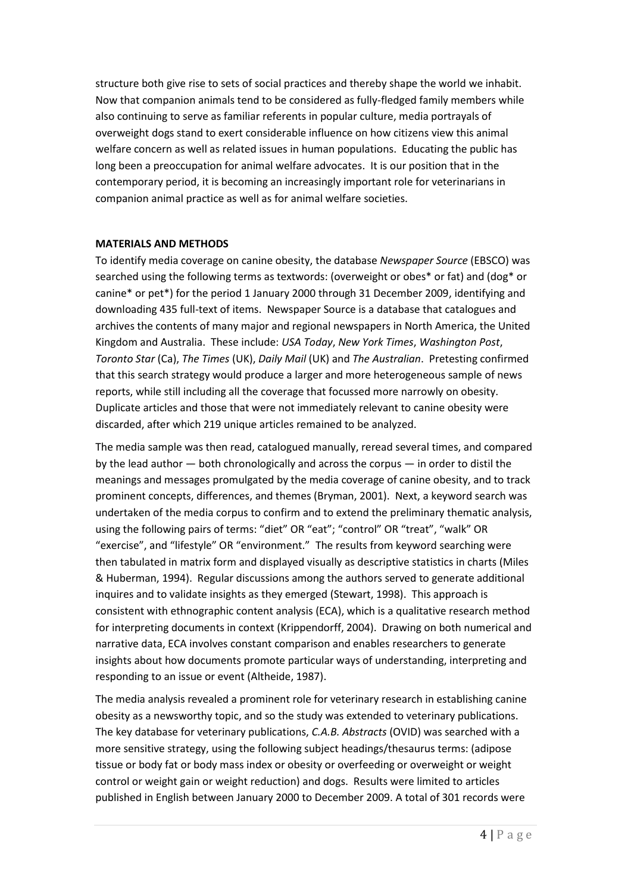structure both give rise to sets of social practices and thereby shape the world we inhabit. Now that companion animals tend to be considered as fully-fledged family members while also continuing to serve as familiar referents in popular culture, media portrayals of overweight dogs stand to exert considerable influence on how citizens view this animal welfare concern as well as related issues in human populations. Educating the public has long been a preoccupation for animal welfare advocates. It is our position that in the contemporary period, it is becoming an increasingly important role for veterinarians in companion animal practice as well as for animal welfare societies.

## MATERIALS AND METHODS

To identify media coverage on canine obesity, the database *Newspaper Source* (EBSCO) was searched using the following terms as textwords: (overweight or obes* or fat) and (dog* or canine* or pet*) for the period 1 January 2000 through 31 December 2009, identifying and downloading 435 full-text of items. Newspaper Source is a database that catalogues and archives the contents of many major and regional newspapers in North America, the United Kingdom and Australia. These include: *USA Today*, *New York Times*, *Washington Post*, *Toronto Star* (Ca), *The Times* (UK), *Daily Mail* (UK) and *The Australian*. Pretesting confirmed that this search strategy would produce a larger and more heterogeneous sample of news reports, while still including all the coverage that focussed more narrowly on obesity. Duplicate articles and those that were not immediately relevant to canine obesity were discarded, after which 219 unique articles remained to be analyzed.

The media sample was then read, catalogued manually, reread several times, and compared by the lead author — both chronologically and across the corpus — in order to distil the meanings and messages promulgated by the media coverage of canine obesity, and to track prominent concepts, differences, and themes (Bryman, 2001). Next, a keyword search was undertaken of the media corpus to confirm and to extend the preliminary thematic analysis, using the following pairs of terms: "diet" OR "eat"; "control" OR "treat", "walk" OR "exercise", and "lifestyle" OR "environment." The results from keyword searching were then tabulated in matrix form and displayed visually as descriptive statistics in charts (Miles & Huberman, 1994). Regular discussions among the authors served to generate additional inquires and to validate insights as they emerged (Stewart, 1998). This approach is consistent with ethnographic content analysis (ECA), which is a qualitative research method for interpreting documents in context (Krippendorff, 2004). Drawing on both numerical and narrative data, ECA involves constant comparison and enables researchers to generate insights about how documents promote particular ways of understanding, interpreting and responding to an issue or event (Altheide, 1987).

The media analysis revealed a prominent role for veterinary research in establishing canine obesity as a newsworthy topic, and so the study was extended to veterinary publications. The key database for veterinary publications, *C.A.B. Abstracts* (OVID) was searched with a more sensitive strategy, using the following subject headings/thesaurus terms: (adipose tissue or body fat or body mass index or obesity or overfeeding or overweight or weight control or weight gain or weight reduction) and dogs. Results were limited to articles published in English between January 2000 to December 2009. A total of 301 records were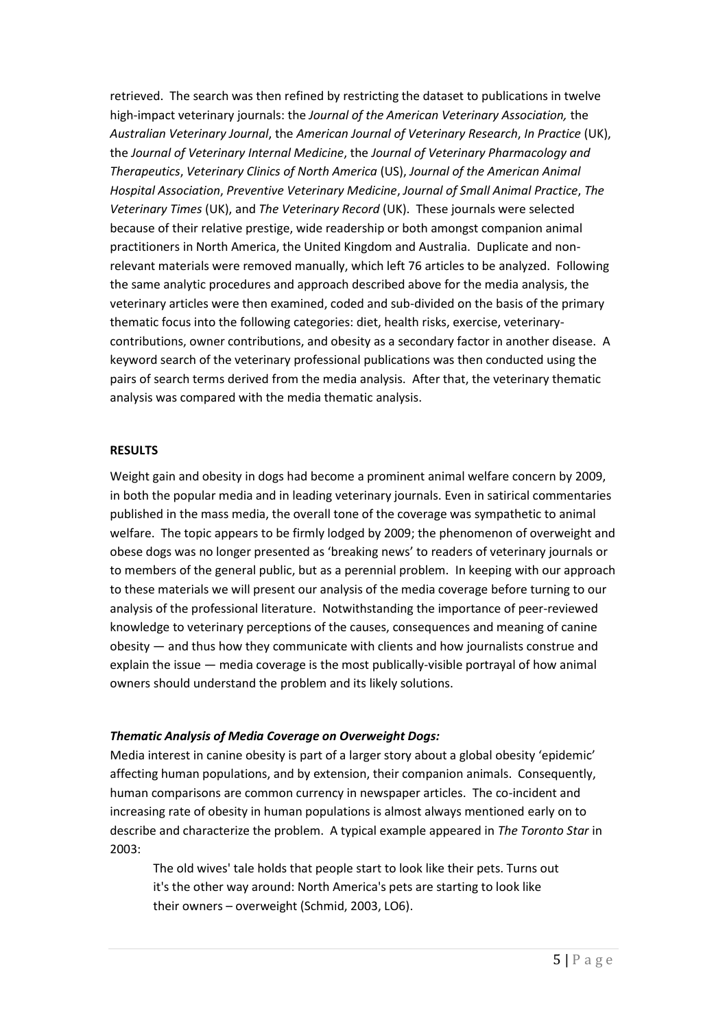retrieved. The search was then refined by restricting the dataset to publications in twelve high-impact veterinary journals: the *Journal of the American Veterinary Association,* the *Australian Veterinary Journal*, the *American Journal of Veterinary Research*, *In Practice* (UK), the *Journal of Veterinary Internal Medicine*, the *Journal of Veterinary Pharmacology and Therapeutics*, *Veterinary Clinics of North America* (US), *Journal of the American Animal Hospital Association*, *Preventive Veterinary Medicine*, *Journal of Small Animal Practice*, *The Veterinary Times* (UK), and *The Veterinary Record* (UK). These journals were selected because of their relative prestige, wide readership or both amongst companion animal practitioners in North America, the United Kingdom and Australia. Duplicate and non-relevant materials were removed manually, which left 76 articles to be analyzed. Following the same analytic procedures and approach described above for the media analysis, the veterinary articles were then examined, coded and sub-divided on the basis of the primary thematic focus into the following categories: diet, health risks, exercise, veterinary-contributions, owner contributions, and obesity as a secondary factor in another disease. A keyword search of the veterinary professional publications was then conducted using the pairs of search terms derived from the media analysis. After that, the veterinary thematic analysis was compared with the media thematic analysis.

## RESULTS

Weight gain and obesity in dogs had become a prominent animal welfare concern by 2009, in both the popular media and in leading veterinary journals. Even in satirical commentaries published in the mass media, the overall tone of the coverage was sympathetic to animal welfare. The topic appears to be firmly lodged by 2009; the phenomenon of overweight and obese dogs was no longer presented as 'breaking news' to readers of veterinary journals or to members of the general public, but as a perennial problem. In keeping with our approach to these materials we will present our analysis of the media coverage before turning to our analysis of the professional literature. Notwithstanding the importance of peer-reviewed knowledge to veterinary perceptions of the causes, consequences and meaning of canine obesity — and thus how they communicate with clients and how journalists construe and explain the issue — media coverage is the most publically-visible portrayal of how animal owners should understand the problem and its likely solutions.

### *Thematic Analysis of Media Coverage on Overweight Dogs:*

Media interest in canine obesity is part of a larger story about a global obesity 'epidemic' affecting human populations, and by extension, their companion animals. Consequently, human comparisons are common currency in newspaper articles. The co-incident and increasing rate of obesity in human populations is almost always mentioned early on to describe and characterize the problem. A typical example appeared in *The Toronto Star* in 2003:

> The old wives' tale holds that people start to look like their pets. Turns out it's the other way around: North America's pets are starting to look like their owners – overweight (Schmid, 2003, LO6).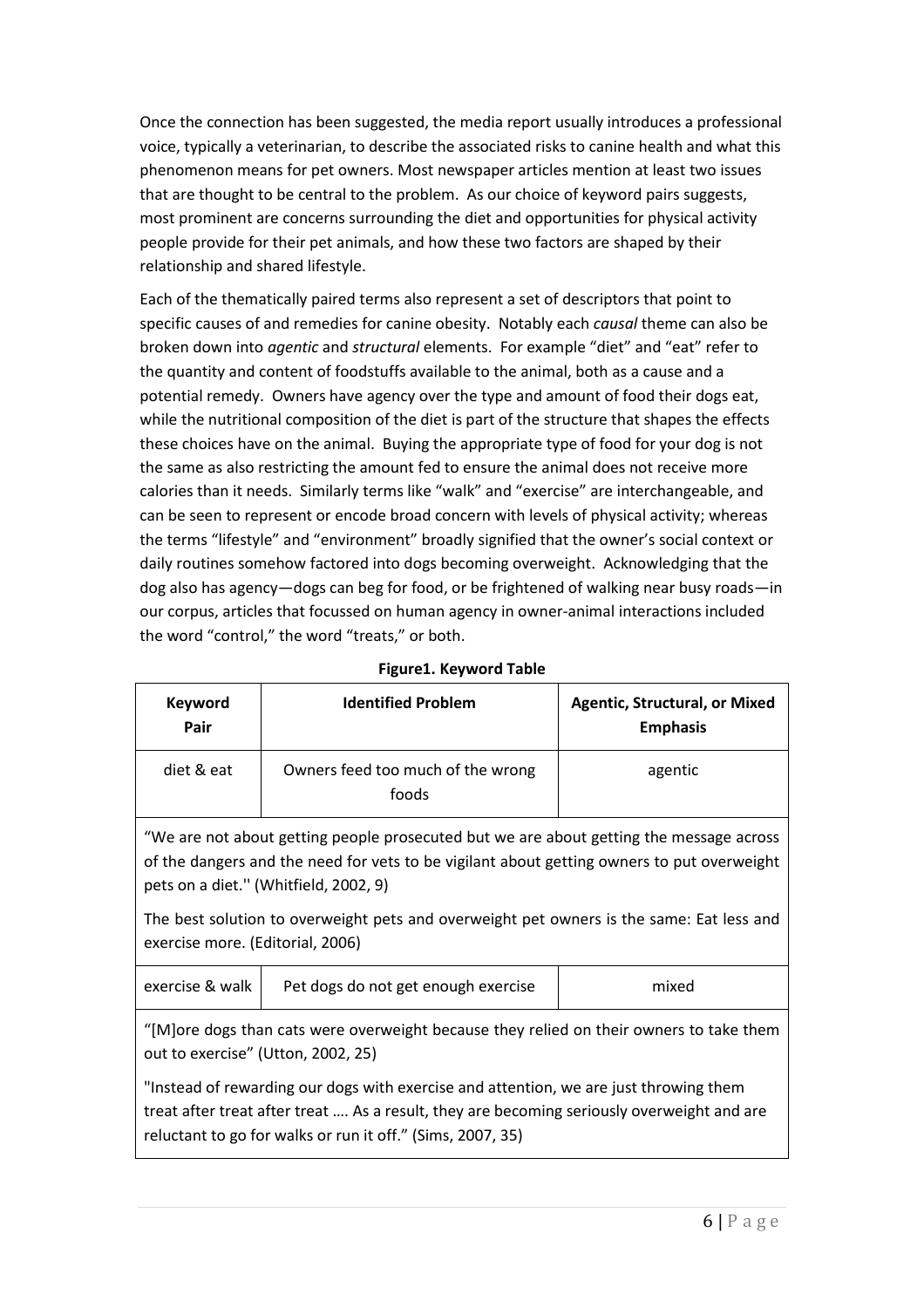Once the connection has been suggested, the media report usually introduces a professional voice, typically a veterinarian, to describe the associated risks to canine health and what this phenomenon means for pet owners. Most newspaper articles mention at least two issues that are thought to be central to the problem. As our choice of keyword pairs suggests, most prominent are concerns surrounding the diet and opportunities for physical activity people provide for their pet animals, and how these two factors are shaped by their relationship and shared lifestyle.

Each of the thematically paired terms also represent a set of descriptors that point to specific causes of and remedies for canine obesity. Notably each *causal* theme can also be broken down into *agentic* and *structural* elements. For example "diet" and "eat" refer to the quantity and content of foodstuffs available to the animal, both as a cause and a potential remedy. Owners have agency over the type and amount of food their dogs eat, while the nutritional composition of the diet is part of the structure that shapes the effects these choices have on the animal. Buying the appropriate type of food for your dog is not the same as also restricting the amount fed to ensure the animal does not receive more calories than it needs. Similarly terms like "walk" and "exercise" are interchangeable, and can be seen to represent or encode broad concern with levels of physical activity; whereas the terms "lifestyle" and "environment" broadly signified that the owner's social context or daily routines somehow factored into dogs becoming overweight. Acknowledging that the dog also has agency—dogs can beg for food, or be frightened of walking near busy roads—in our corpus, articles that focussed on human agency in owner-animal interactions included the word "control," the word "treats," or both.

**Figure1. Keyword Table**

| Keyword Pair | Identified Problem | Agentic, Structural, or Mixed Emphasis |
|---|---|---|
| diet & eat | Owners feed too much of the wrong foods | agentic |
| "We are not about getting people prosecuted but we are about getting the message across of the dangers and the need for vets to be vigilant about getting owners to put overweight pets on a diet.'' (Whitfield, 2002, 9)<br><br>The best solution to overweight pets and overweight pet owners is the same: Eat less and exercise more. (Editorial, 2006) | | |
| exercise & walk | Pet dogs do not get enough exercise | mixed |
| "[M]ore dogs than cats were overweight because they relied on their owners to take them out to exercise" (Utton, 2002, 25)<br><br>"Instead of rewarding our dogs with exercise and attention, we are just throwing them treat after treat …. As a result, they are becoming seriously overweight and are reluctant to go for walks or run it off." (Sims, 2007, 35) | | |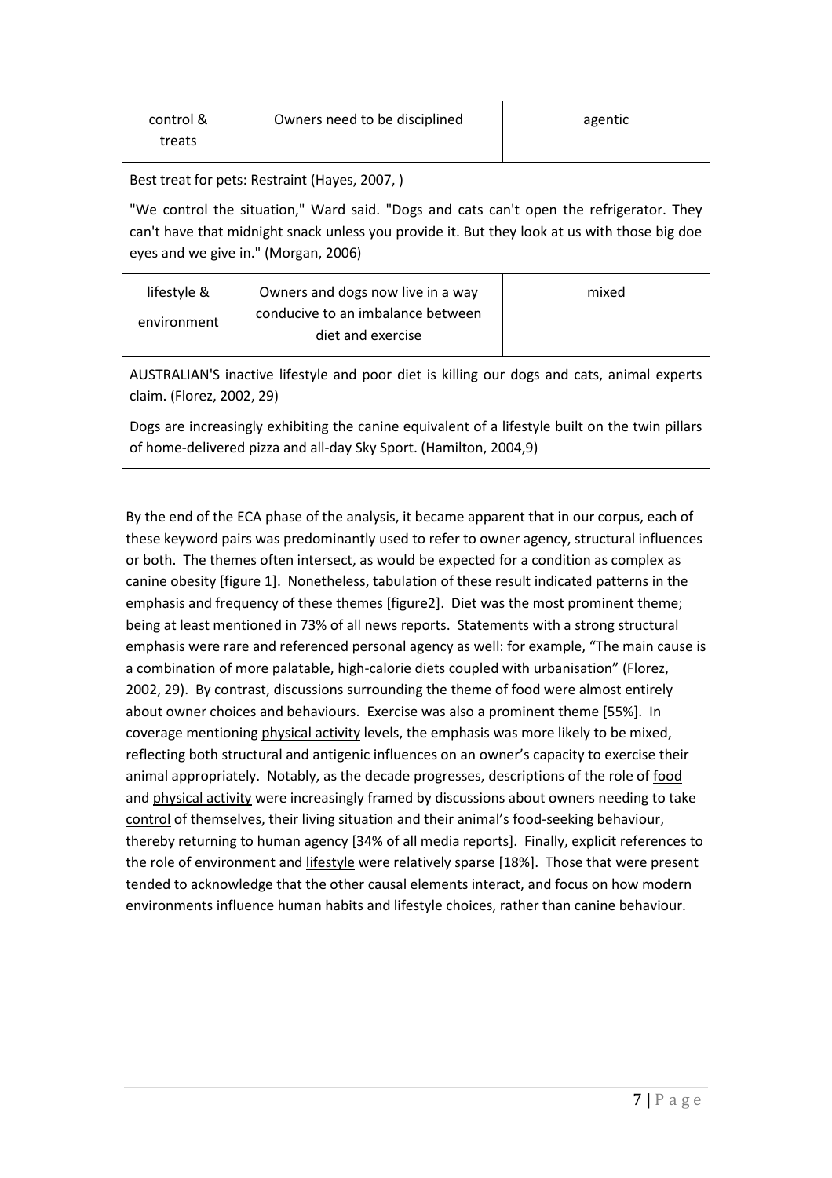| control & treats | Owners need to be disciplined | agentic |
|---|---|---|
| Best treat for pets: Restraint (Hayes, 2007, ) <br><br> "We control the situation," Ward said. "Dogs and cats can't open the refrigerator. They can't have that midnight snack unless you provide it. But they look at us with those big doe eyes and we give in." (Morgan, 2006) | | |
| lifestyle & environment | Owners and dogs now live in a way conducive to an imbalance between diet and exercise | mixed |
| AUSTRALIAN'S inactive lifestyle and poor diet is killing our dogs and cats, animal experts claim. (Florez, 2002, 29) <br><br> Dogs are increasingly exhibiting the canine equivalent of a lifestyle built on the twin pillars of home-delivered pizza and all-day Sky Sport. (Hamilton, 2004,9) | | |

By the end of the ECA phase of the analysis, it became apparent that in our corpus, each of these keyword pairs was predominantly used to refer to owner agency, structural influences or both. The themes often intersect, as would be expected for a condition as complex as canine obesity [figure 1]. Nonetheless, tabulation of these result indicated patterns in the emphasis and frequency of these themes [figure2]. Diet was the most prominent theme; being at least mentioned in 73% of all news reports. Statements with a strong structural emphasis were rare and referenced personal agency as well: for example, "The main cause is a combination of more palatable, high-calorie diets coupled with urbanisation" (Florez, 2002, 29). By contrast, discussions surrounding the theme of <u>food</u> were almost entirely about owner choices and behaviours. Exercise was also a prominent theme [55%]. In coverage mentioning <u>physical activity</u> levels, the emphasis was more likely to be mixed, reflecting both structural and antigenic influences on an owner's capacity to exercise their animal appropriately. Notably, as the decade progresses, descriptions of the role of <u>food</u> and <u>physical activity</u> were increasingly framed by discussions about owners needing to take <u>control</u> of themselves, their living situation and their animal's food-seeking behaviour, thereby returning to human agency [34% of all media reports]. Finally, explicit references to the role of environment and <u>lifestyle</u> were relatively sparse [18%]. Those that were present tended to acknowledge that the other causal elements interact, and focus on how modern environments influence human habits and lifestyle choices, rather than canine behaviour.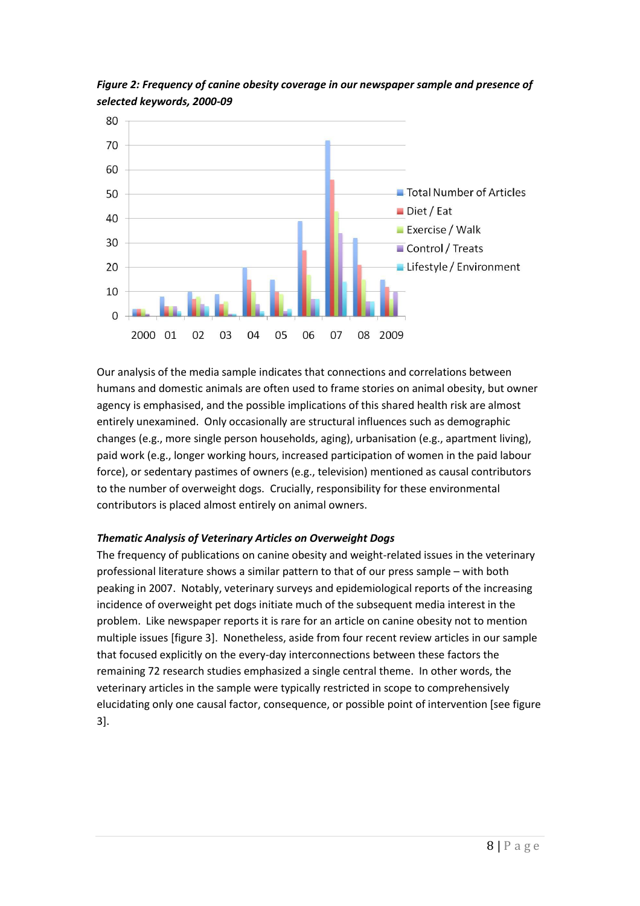*Figure 2: Frequency of canine obesity coverage in our newspaper sample and presence of selected keywords, 2000-09*

Our analysis of the media sample indicates that connections and correlations between humans and domestic animals are often used to frame stories on animal obesity, but owner agency is emphasised, and the possible implications of this shared health risk are almost entirely unexamined. Only occasionally are structural influences such as demographic changes (e.g., more single person households, aging), urbanisation (e.g., apartment living), paid work (e.g., longer working hours, increased participation of women in the paid labour force), or sedentary pastimes of owners (e.g., television) mentioned as causal contributors to the number of overweight dogs. Crucially, responsibility for these environmental contributors is placed almost entirely on animal owners.

***Thematic Analysis of Veterinary Articles on Overweight Dogs***

The frequency of publications on canine obesity and weight-related issues in the veterinary professional literature shows a similar pattern to that of our press sample – with both peaking in 2007. Notably, veterinary surveys and epidemiological reports of the increasing incidence of overweight pet dogs initiate much of the subsequent media interest in the problem. Like newspaper reports it is rare for an article on canine obesity not to mention multiple issues [figure 3]. Nonetheless, aside from four recent review articles in our sample that focused explicitly on the every-day interconnections between these factors the remaining 72 research studies emphasized a single central theme. In other words, the veterinary articles in the sample were typically restricted in scope to comprehensively elucidating only one causal factor, consequence, or possible point of intervention [see figure 3].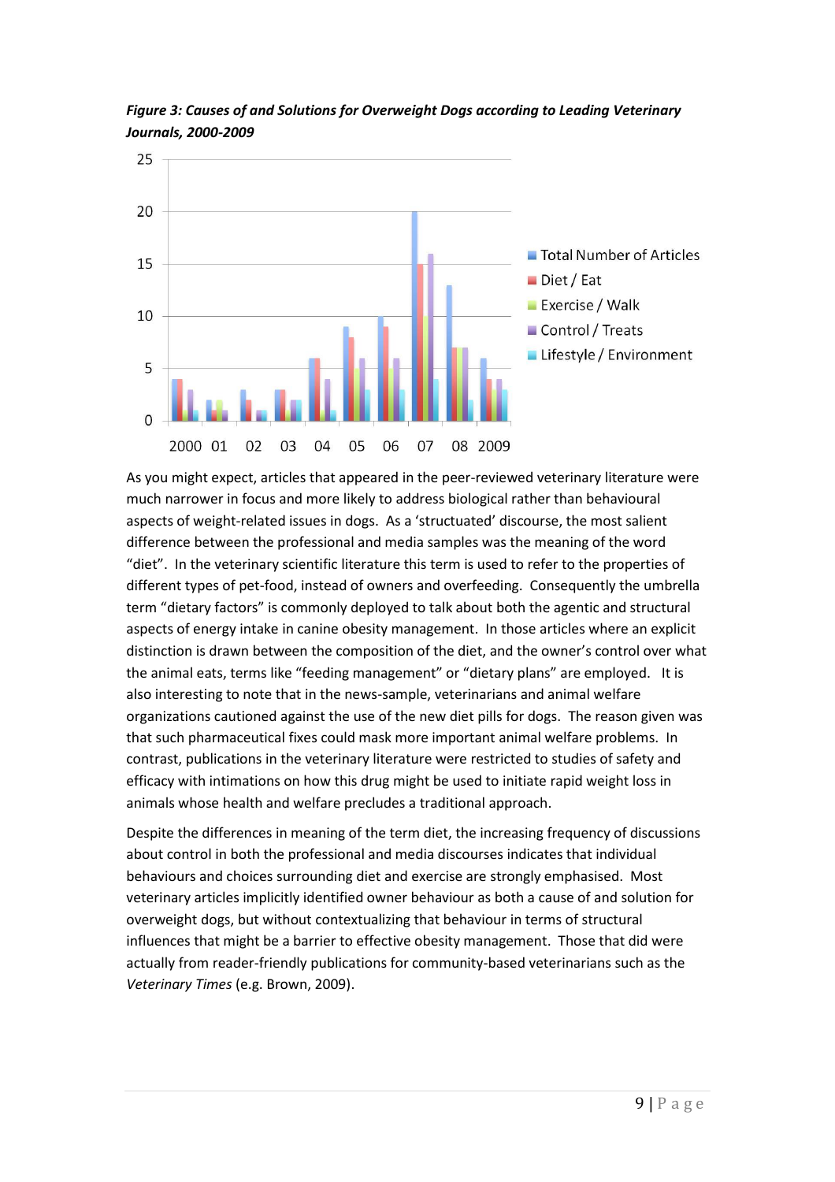***Figure 3: Causes of and Solutions for Overweight Dogs according to Leading Veterinary Journals, 2000-2009***

As you might expect, articles that appeared in the peer-reviewed veterinary literature were much narrower in focus and more likely to address biological rather than behavioural aspects of weight-related issues in dogs. As a 'structuated' discourse, the most salient difference between the professional and media samples was the meaning of the word "diet". In the veterinary scientific literature this term is used to refer to the properties of different types of pet-food, instead of owners and overfeeding. Consequently the umbrella term "dietary factors" is commonly deployed to talk about both the agentic and structural aspects of energy intake in canine obesity management. In those articles where an explicit distinction is drawn between the composition of the diet, and the owner's control over what the animal eats, terms like "feeding management" or "dietary plans" are employed. It is also interesting to note that in the news-sample, veterinarians and animal welfare organizations cautioned against the use of the new diet pills for dogs. The reason given was that such pharmaceutical fixes could mask more important animal welfare problems. In contrast, publications in the veterinary literature were restricted to studies of safety and efficacy with intimations on how this drug might be used to initiate rapid weight loss in animals whose health and welfare precludes a traditional approach.

Despite the differences in meaning of the term diet, the increasing frequency of discussions about control in both the professional and media discourses indicates that individual behaviours and choices surrounding diet and exercise are strongly emphasised. Most veterinary articles implicitly identified owner behaviour as both a cause of and solution for overweight dogs, but without contextualizing that behaviour in terms of structural influences that might be a barrier to effective obesity management. Those that did were actually from reader-friendly publications for community-based veterinarians such as the *Veterinary Times* (e.g. Brown, 2009).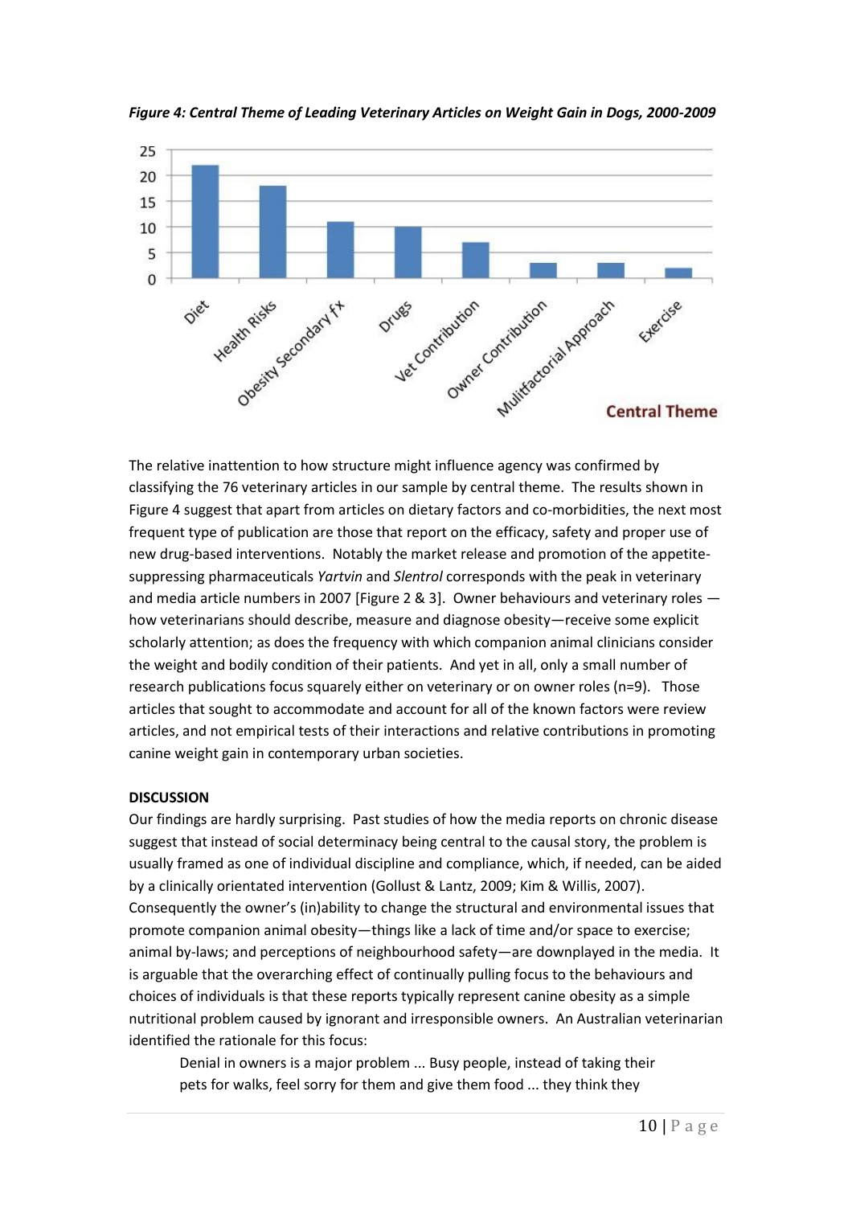*Figure 4: Central Theme of Leading Veterinary Articles on Weight Gain in Dogs, 2000-2009*

The relative inattention to how structure might influence agency was confirmed by classifying the 76 veterinary articles in our sample by central theme. The results shown in Figure 4 suggest that apart from articles on dietary factors and co-morbidities, the next most frequent type of publication are those that report on the efficacy, safety and proper use of new drug-based interventions. Notably the market release and promotion of the appetite-suppressing pharmaceuticals *Yartvin* and *Slentrol* corresponds with the peak in veterinary and media article numbers in 2007 [Figure 2 & 3]. Owner behaviours and veterinary roles — how veterinarians should describe, measure and diagnose obesity—receive some explicit scholarly attention; as does the frequency with which companion animal clinicians consider the weight and bodily condition of their patients. And yet in all, only a small number of research publications focus squarely either on veterinary or on owner roles (n=9). Those articles that sought to accommodate and account for all of the known factors were review articles, and not empirical tests of their interactions and relative contributions in promoting canine weight gain in contemporary urban societies.

**DISCUSSION**

Our findings are hardly surprising. Past studies of how the media reports on chronic disease suggest that instead of social determinacy being central to the causal story, the problem is usually framed as one of individual discipline and compliance, which, if needed, can be aided by a clinically orientated intervention (Gollust & Lantz, 2009; Kim & Willis, 2007). Consequently the owner's (in)ability to change the structural and environmental issues that promote companion animal obesity—things like a lack of time and/or space to exercise; animal by-laws; and perceptions of neighbourhood safety—are downplayed in the media. It is arguable that the overarching effect of continually pulling focus to the behaviours and choices of individuals is that these reports typically represent canine obesity as a simple nutritional problem caused by ignorant and irresponsible owners. An Australian veterinarian identified the rationale for this focus:

> Denial in owners is a major problem ... Busy people, instead of taking their pets for walks, feel sorry for them and give them food ... they think they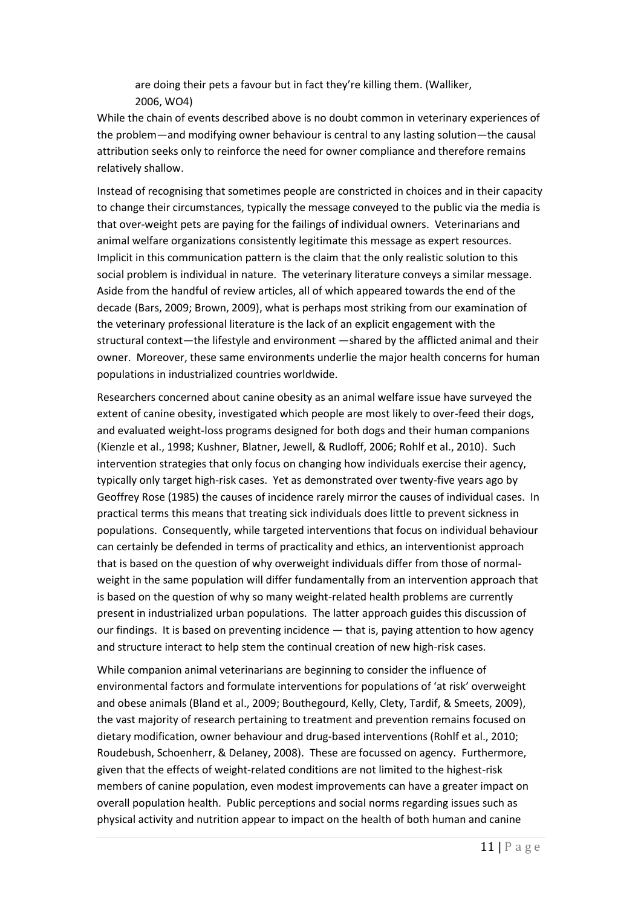> are doing their pets a favour but in fact they're killing them. (Walliker, 2006, WO4)

While the chain of events described above is no doubt common in veterinary experiences of the problem—and modifying owner behaviour is central to any lasting solution—the causal attribution seeks only to reinforce the need for owner compliance and therefore remains relatively shallow.

Instead of recognising that sometimes people are constricted in choices and in their capacity to change their circumstances, typically the message conveyed to the public via the media is that over-weight pets are paying for the failings of individual owners. Veterinarians and animal welfare organizations consistently legitimate this message as expert resources. Implicit in this communication pattern is the claim that the only realistic solution to this social problem is individual in nature. The veterinary literature conveys a similar message. Aside from the handful of review articles, all of which appeared towards the end of the decade (Bars, 2009; Brown, 2009), what is perhaps most striking from our examination of the veterinary professional literature is the lack of an explicit engagement with the structural context—the lifestyle and environment —shared by the afflicted animal and their owner. Moreover, these same environments underlie the major health concerns for human populations in industrialized countries worldwide.

Researchers concerned about canine obesity as an animal welfare issue have surveyed the extent of canine obesity, investigated which people are most likely to over-feed their dogs, and evaluated weight-loss programs designed for both dogs and their human companions (Kienzle et al., 1998; Kushner, Blatner, Jewell, & Rudloff, 2006; Rohlf et al., 2010). Such intervention strategies that only focus on changing how individuals exercise their agency, typically only target high-risk cases. Yet as demonstrated over twenty-five years ago by Geoffrey Rose (1985) the causes of incidence rarely mirror the causes of individual cases. In practical terms this means that treating sick individuals does little to prevent sickness in populations. Consequently, while targeted interventions that focus on individual behaviour can certainly be defended in terms of practicality and ethics, an interventionist approach that is based on the question of why overweight individuals differ from those of normal-weight in the same population will differ fundamentally from an intervention approach that is based on the question of why so many weight-related health problems are currently present in industrialized urban populations. The latter approach guides this discussion of our findings. It is based on preventing incidence — that is, paying attention to how agency and structure interact to help stem the continual creation of new high-risk cases.

While companion animal veterinarians are beginning to consider the influence of environmental factors and formulate interventions for populations of 'at risk' overweight and obese animals (Bland et al., 2009; Bouthegourd, Kelly, Clety, Tardif, & Smeets, 2009), the vast majority of research pertaining to treatment and prevention remains focused on dietary modification, owner behaviour and drug-based interventions (Rohlf et al., 2010; Roudebush, Schoenherr, & Delaney, 2008). These are focussed on agency. Furthermore, given that the effects of weight-related conditions are not limited to the highest-risk members of canine population, even modest improvements can have a greater impact on overall population health. Public perceptions and social norms regarding issues such as physical activity and nutrition appear to impact on the health of both human and canine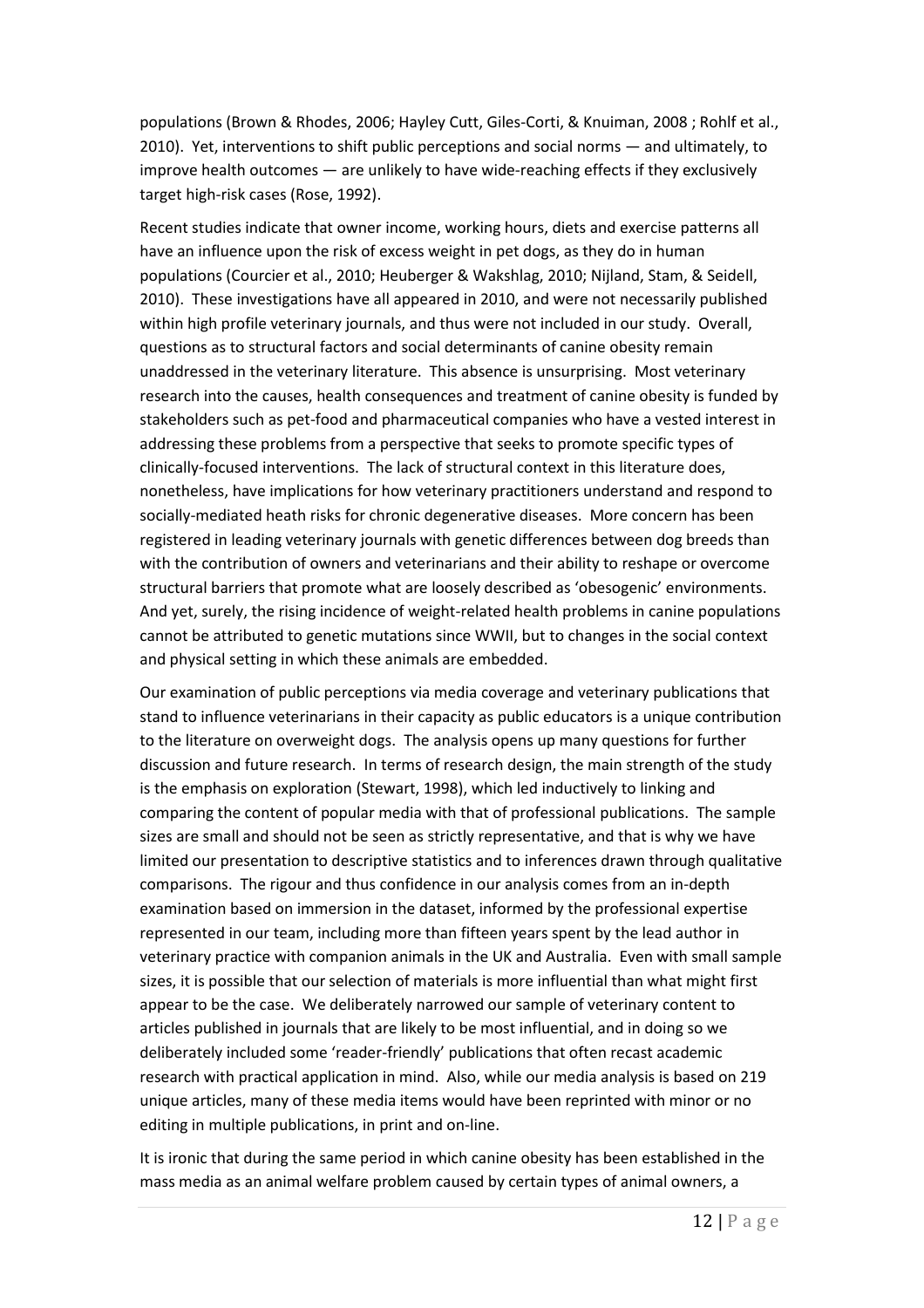populations (Brown & Rhodes, 2006; Hayley Cutt, Giles-Corti, & Knuiman, 2008 ; Rohlf et al., 2010). Yet, interventions to shift public perceptions and social norms — and ultimately, to improve health outcomes — are unlikely to have wide-reaching effects if they exclusively target high-risk cases (Rose, 1992).

Recent studies indicate that owner income, working hours, diets and exercise patterns all have an influence upon the risk of excess weight in pet dogs, as they do in human populations (Courcier et al., 2010; Heuberger & Wakshlag, 2010; Nijland, Stam, & Seidell, 2010). These investigations have all appeared in 2010, and were not necessarily published within high profile veterinary journals, and thus were not included in our study. Overall, questions as to structural factors and social determinants of canine obesity remain unaddressed in the veterinary literature. This absence is unsurprising. Most veterinary research into the causes, health consequences and treatment of canine obesity is funded by stakeholders such as pet-food and pharmaceutical companies who have a vested interest in addressing these problems from a perspective that seeks to promote specific types of clinically-focused interventions. The lack of structural context in this literature does, nonetheless, have implications for how veterinary practitioners understand and respond to socially-mediated heath risks for chronic degenerative diseases. More concern has been registered in leading veterinary journals with genetic differences between dog breeds than with the contribution of owners and veterinarians and their ability to reshape or overcome structural barriers that promote what are loosely described as 'obesogenic' environments. And yet, surely, the rising incidence of weight-related health problems in canine populations cannot be attributed to genetic mutations since WWII, but to changes in the social context and physical setting in which these animals are embedded.

Our examination of public perceptions via media coverage and veterinary publications that stand to influence veterinarians in their capacity as public educators is a unique contribution to the literature on overweight dogs. The analysis opens up many questions for further discussion and future research. In terms of research design, the main strength of the study is the emphasis on exploration (Stewart, 1998), which led inductively to linking and comparing the content of popular media with that of professional publications. The sample sizes are small and should not be seen as strictly representative, and that is why we have limited our presentation to descriptive statistics and to inferences drawn through qualitative comparisons. The rigour and thus confidence in our analysis comes from an in-depth examination based on immersion in the dataset, informed by the professional expertise represented in our team, including more than fifteen years spent by the lead author in veterinary practice with companion animals in the UK and Australia. Even with small sample sizes, it is possible that our selection of materials is more influential than what might first appear to be the case. We deliberately narrowed our sample of veterinary content to articles published in journals that are likely to be most influential, and in doing so we deliberately included some 'reader-friendly' publications that often recast academic research with practical application in mind. Also, while our media analysis is based on 219 unique articles, many of these media items would have been reprinted with minor or no editing in multiple publications, in print and on-line.

It is ironic that during the same period in which canine obesity has been established in the mass media as an animal welfare problem caused by certain types of animal owners, a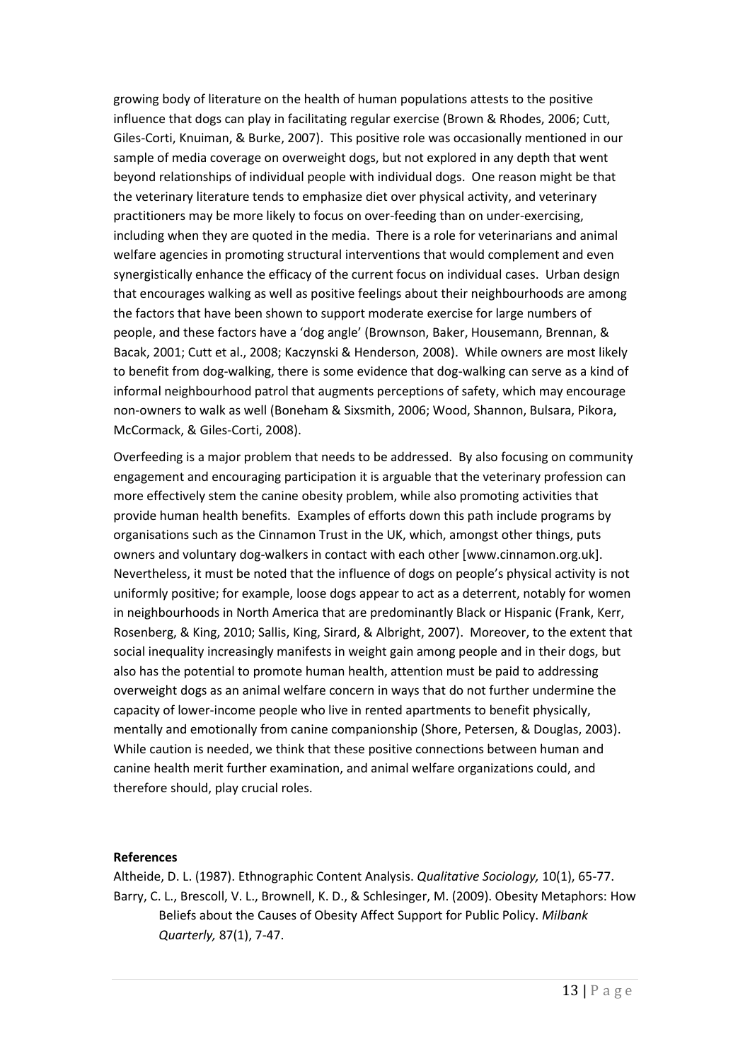growing body of literature on the health of human populations attests to the positive influence that dogs can play in facilitating regular exercise (Brown & Rhodes, 2006; Cutt, Giles-Corti, Knuiman, & Burke, 2007). This positive role was occasionally mentioned in our sample of media coverage on overweight dogs, but not explored in any depth that went beyond relationships of individual people with individual dogs. One reason might be that the veterinary literature tends to emphasize diet over physical activity, and veterinary practitioners may be more likely to focus on over-feeding than on under-exercising, including when they are quoted in the media. There is a role for veterinarians and animal welfare agencies in promoting structural interventions that would complement and even synergistically enhance the efficacy of the current focus on individual cases. Urban design that encourages walking as well as positive feelings about their neighbourhoods are among the factors that have been shown to support moderate exercise for large numbers of people, and these factors have a 'dog angle' (Brownson, Baker, Housemann, Brennan, & Bacak, 2001; Cutt et al., 2008; Kaczynski & Henderson, 2008). While owners are most likely to benefit from dog-walking, there is some evidence that dog-walking can serve as a kind of informal neighbourhood patrol that augments perceptions of safety, which may encourage non-owners to walk as well (Boneham & Sixsmith, 2006; Wood, Shannon, Bulsara, Pikora, McCormack, & Giles-Corti, 2008).

Overfeeding is a major problem that needs to be addressed. By also focusing on community engagement and encouraging participation it is arguable that the veterinary profession can more effectively stem the canine obesity problem, while also promoting activities that provide human health benefits. Examples of efforts down this path include programs by organisations such as the Cinnamon Trust in the UK, which, amongst other things, puts owners and voluntary dog-walkers in contact with each other [www.cinnamon.org.uk]. Nevertheless, it must be noted that the influence of dogs on people's physical activity is not uniformly positive; for example, loose dogs appear to act as a deterrent, notably for women in neighbourhoods in North America that are predominantly Black or Hispanic (Frank, Kerr, Rosenberg, & King, 2010; Sallis, King, Sirard, & Albright, 2007). Moreover, to the extent that social inequality increasingly manifests in weight gain among people and in their dogs, but also has the potential to promote human health, attention must be paid to addressing overweight dogs as an animal welfare concern in ways that do not further undermine the capacity of lower-income people who live in rented apartments to benefit physically, mentally and emotionally from canine companionship (Shore, Petersen, & Douglas, 2003). While caution is needed, we think that these positive connections between human and canine health merit further examination, and animal welfare organizations could, and therefore should, play crucial roles.

**References**

Altheide, D. L. (1987). Ethnographic Content Analysis. *Qualitative Sociology,* 10(1), 65-77.

Barry, C. L., Brescoll, V. L., Brownell, K. D., & Schlesinger, M. (2009). Obesity Metaphors: How Beliefs about the Causes of Obesity Affect Support for Public Policy. *Milbank Quarterly,* 87(1), 7-47.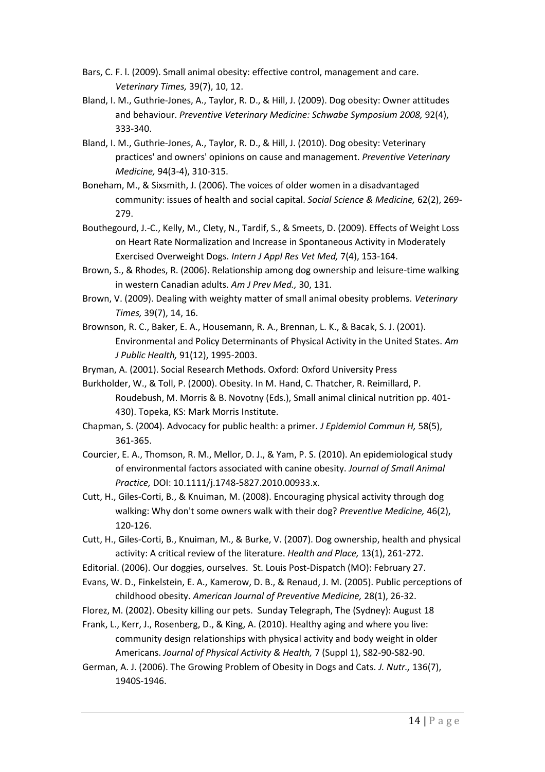Bars, C. F. l. (2009). Small animal obesity: effective control, management and care. *Veterinary Times,* 39(7), 10, 12.

Bland, I. M., Guthrie-Jones, A., Taylor, R. D., & Hill, J. (2009). Dog obesity: Owner attitudes and behaviour. *Preventive Veterinary Medicine: Schwabe Symposium 2008,* 92(4), 333-340.

Bland, I. M., Guthrie-Jones, A., Taylor, R. D., & Hill, J. (2010). Dog obesity: Veterinary practices' and owners' opinions on cause and management. *Preventive Veterinary Medicine,* 94(3-4), 310-315.

Boneham, M., & Sixsmith, J. (2006). The voices of older women in a disadvantaged community: issues of health and social capital. *Social Science & Medicine,* 62(2), 269-279.

Bouthegourd, J.-C., Kelly, M., Clety, N., Tardif, S., & Smeets, D. (2009). Effects of Weight Loss on Heart Rate Normalization and Increase in Spontaneous Activity in Moderately Exercised Overweight Dogs. *Intern J Appl Res Vet Med,* 7(4), 153-164.

Brown, S., & Rhodes, R. (2006). Relationship among dog ownership and leisure-time walking in western Canadian adults. *Am J Prev Med.,* 30, 131.

Brown, V. (2009). Dealing with weighty matter of small animal obesity problems. *Veterinary Times,* 39(7), 14, 16.

Brownson, R. C., Baker, E. A., Housemann, R. A., Brennan, L. K., & Bacak, S. J. (2001). Environmental and Policy Determinants of Physical Activity in the United States. *Am J Public Health,* 91(12), 1995-2003.

Bryman, A. (2001). Social Research Methods. Oxford: Oxford University Press

Burkholder, W., & Toll, P. (2000). Obesity. In M. Hand, C. Thatcher, R. Reimillard, P. Roudebush, M. Morris & B. Novotny (Eds.), Small animal clinical nutrition pp. 401-430). Topeka, KS: Mark Morris Institute.

Chapman, S. (2004). Advocacy for public health: a primer. *J Epidemiol Commun H,* 58(5), 361-365.

Courcier, E. A., Thomson, R. M., Mellor, D. J., & Yam, P. S. (2010). An epidemiological study of environmental factors associated with canine obesity. *Journal of Small Animal Practice,* DOI: 10.1111/j.1748-5827.2010.00933.x.

Cutt, H., Giles-Corti, B., & Knuiman, M. (2008). Encouraging physical activity through dog walking: Why don't some owners walk with their dog? *Preventive Medicine,* 46(2), 120-126.

Cutt, H., Giles-Corti, B., Knuiman, M., & Burke, V. (2007). Dog ownership, health and physical activity: A critical review of the literature. *Health and Place,* 13(1), 261-272.

Editorial. (2006). Our doggies, ourselves. St. Louis Post-Dispatch (MO): February 27.

Evans, W. D., Finkelstein, E. A., Kamerow, D. B., & Renaud, J. M. (2005). Public perceptions of childhood obesity. *American Journal of Preventive Medicine,* 28(1), 26-32.

Florez, M. (2002). Obesity killing our pets. Sunday Telegraph, The (Sydney): August 18

Frank, L., Kerr, J., Rosenberg, D., & King, A. (2010). Healthy aging and where you live: community design relationships with physical activity and body weight in older Americans. *Journal of Physical Activity & Health,* 7 (Suppl 1), S82-90-S82-90.

German, A. J. (2006). The Growing Problem of Obesity in Dogs and Cats. *J. Nutr.,* 136(7), 1940S-1946.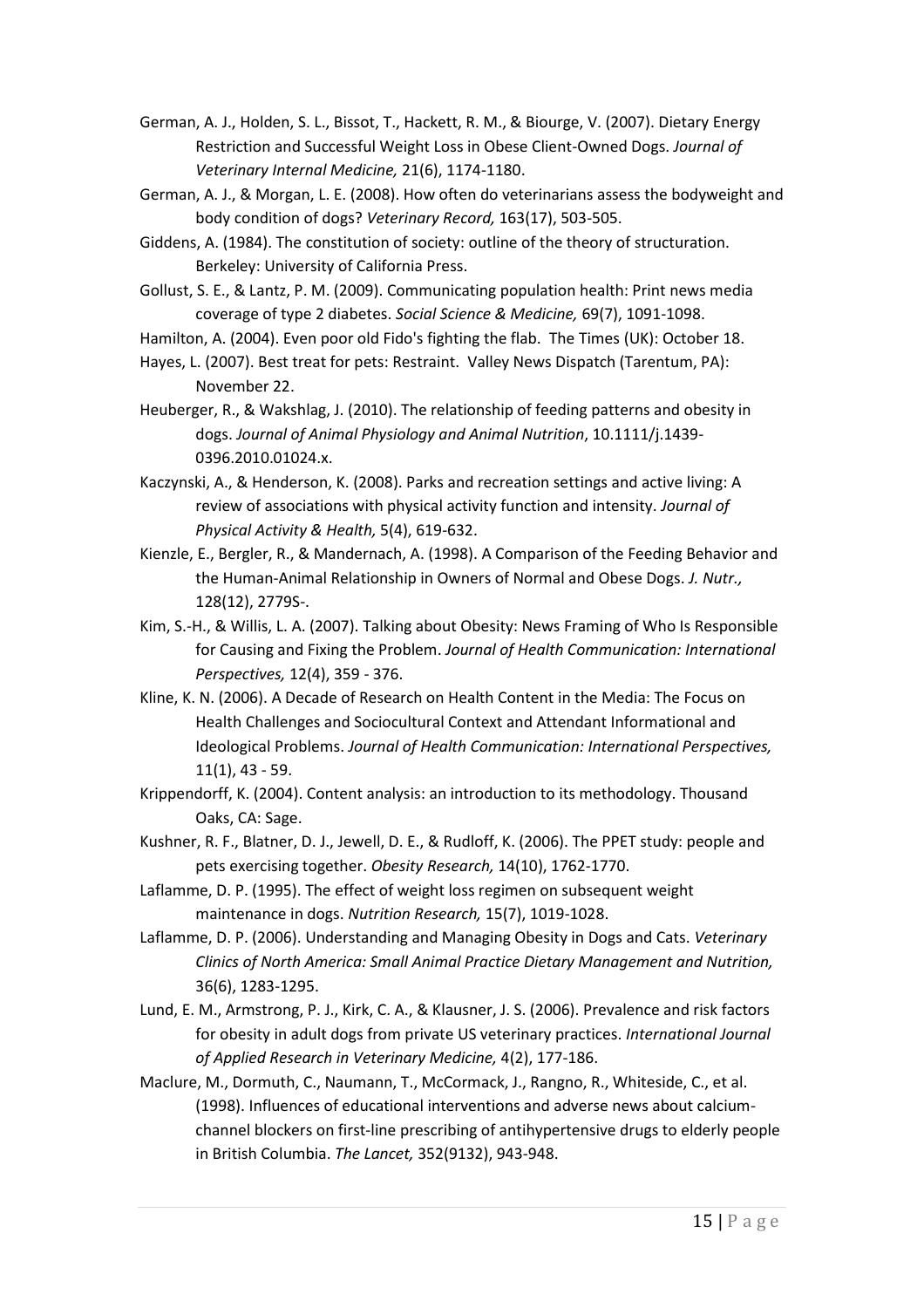German, A. J., Holden, S. L., Bissot, T., Hackett, R. M., & Biourge, V. (2007). Dietary Energy Restriction and Successful Weight Loss in Obese Client-Owned Dogs. *Journal of Veterinary Internal Medicine,* 21(6), 1174-1180.

German, A. J., & Morgan, L. E. (2008). How often do veterinarians assess the bodyweight and body condition of dogs? *Veterinary Record,* 163(17), 503-505.

Giddens, A. (1984). The constitution of society: outline of the theory of structuration. Berkeley: University of California Press.

Gollust, S. E., & Lantz, P. M. (2009). Communicating population health: Print news media coverage of type 2 diabetes. *Social Science & Medicine,* 69(7), 1091-1098.

Hamilton, A. (2004). Even poor old Fido's fighting the flab. The Times (UK): October 18.

Hayes, L. (2007). Best treat for pets: Restraint. Valley News Dispatch (Tarentum, PA): November 22.

Heuberger, R., & Wakshlag, J. (2010). The relationship of feeding patterns and obesity in dogs. *Journal of Animal Physiology and Animal Nutrition*, 10.1111/j.1439-0396.2010.01024.x.

Kaczynski, A., & Henderson, K. (2008). Parks and recreation settings and active living: A review of associations with physical activity function and intensity. *Journal of Physical Activity & Health,* 5(4), 619-632.

Kienzle, E., Bergler, R., & Mandernach, A. (1998). A Comparison of the Feeding Behavior and the Human-Animal Relationship in Owners of Normal and Obese Dogs. *J. Nutr.,* 128(12), 2779S-.

Kim, S.-H., & Willis, L. A. (2007). Talking about Obesity: News Framing of Who Is Responsible for Causing and Fixing the Problem. *Journal of Health Communication: International Perspectives,* 12(4), 359 - 376.

Kline, K. N. (2006). A Decade of Research on Health Content in the Media: The Focus on Health Challenges and Sociocultural Context and Attendant Informational and Ideological Problems. *Journal of Health Communication: International Perspectives,* 11(1), 43 - 59.

Krippendorff, K. (2004). Content analysis: an introduction to its methodology. Thousand Oaks, CA: Sage.

Kushner, R. F., Blatner, D. J., Jewell, D. E., & Rudloff, K. (2006). The PPET study: people and pets exercising together. *Obesity Research,* 14(10), 1762-1770.

Laflamme, D. P. (1995). The effect of weight loss regimen on subsequent weight maintenance in dogs. *Nutrition Research,* 15(7), 1019-1028.

Laflamme, D. P. (2006). Understanding and Managing Obesity in Dogs and Cats. *Veterinary Clinics of North America: Small Animal Practice Dietary Management and Nutrition,* 36(6), 1283-1295.

Lund, E. M., Armstrong, P. J., Kirk, C. A., & Klausner, J. S. (2006). Prevalence and risk factors for obesity in adult dogs from private US veterinary practices. *International Journal of Applied Research in Veterinary Medicine,* 4(2), 177-186.

Maclure, M., Dormuth, C., Naumann, T., McCormack, J., Rangno, R., Whiteside, C., et al. (1998). Influences of educational interventions and adverse news about calcium-channel blockers on first-line prescribing of antihypertensive drugs to elderly people in British Columbia. *The Lancet,* 352(9132), 943-948.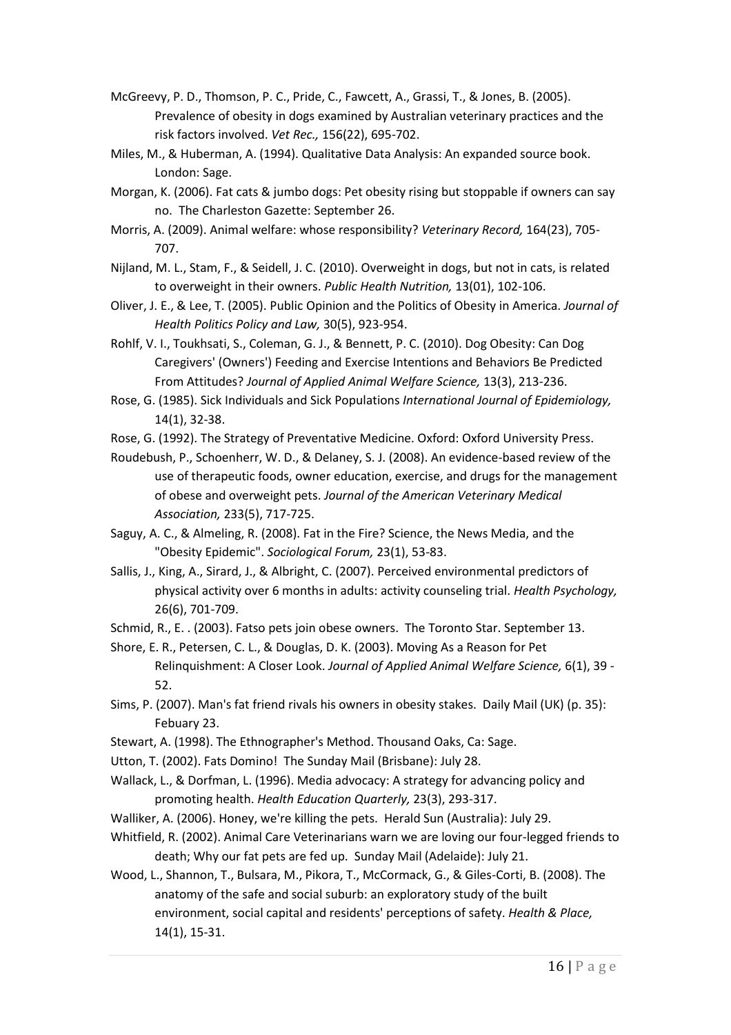McGreevy, P. D., Thomson, P. C., Pride, C., Fawcett, A., Grassi, T., & Jones, B. (2005). Prevalence of obesity in dogs examined by Australian veterinary practices and the risk factors involved. *Vet Rec.,* 156(22), 695-702.

Miles, M., & Huberman, A. (1994). Qualitative Data Analysis: An expanded source book. London: Sage.

Morgan, K. (2006). Fat cats & jumbo dogs: Pet obesity rising but stoppable if owners can say no. The Charleston Gazette: September 26.

Morris, A. (2009). Animal welfare: whose responsibility? *Veterinary Record,* 164(23), 705-707.

Nijland, M. L., Stam, F., & Seidell, J. C. (2010). Overweight in dogs, but not in cats, is related to overweight in their owners. *Public Health Nutrition,* 13(01), 102-106.

Oliver, J. E., & Lee, T. (2005). Public Opinion and the Politics of Obesity in America. *Journal of Health Politics Policy and Law,* 30(5), 923-954.

Rohlf, V. I., Toukhsati, S., Coleman, G. J., & Bennett, P. C. (2010). Dog Obesity: Can Dog Caregivers' (Owners') Feeding and Exercise Intentions and Behaviors Be Predicted From Attitudes? *Journal of Applied Animal Welfare Science,* 13(3), 213-236.

Rose, G. (1985). Sick Individuals and Sick Populations *International Journal of Epidemiology,* 14(1), 32-38.

Rose, G. (1992). The Strategy of Preventative Medicine. Oxford: Oxford University Press.

Roudebush, P., Schoenherr, W. D., & Delaney, S. J. (2008). An evidence-based review of the use of therapeutic foods, owner education, exercise, and drugs for the management of obese and overweight pets. *Journal of the American Veterinary Medical Association,* 233(5), 717-725.

Saguy, A. C., & Almeling, R. (2008). Fat in the Fire? Science, the News Media, and the "Obesity Epidemic". *Sociological Forum,* 23(1), 53-83.

Sallis, J., King, A., Sirard, J., & Albright, C. (2007). Perceived environmental predictors of physical activity over 6 months in adults: activity counseling trial. *Health Psychology,* 26(6), 701-709.

Schmid, R., E. . (2003). Fatso pets join obese owners. The Toronto Star. September 13.

Shore, E. R., Petersen, C. L., & Douglas, D. K. (2003). Moving As a Reason for Pet Relinquishment: A Closer Look. *Journal of Applied Animal Welfare Science,* 6(1), 39 - 52.

Sims, P. (2007). Man's fat friend rivals his owners in obesity stakes. Daily Mail (UK) (p. 35): Febuary 23.

Stewart, A. (1998). The Ethnographer's Method. Thousand Oaks, Ca: Sage.

Utton, T. (2002). Fats Domino! The Sunday Mail (Brisbane): July 28.

Wallack, L., & Dorfman, L. (1996). Media advocacy: A strategy for advancing policy and promoting health. *Health Education Quarterly,* 23(3), 293-317.

Walliker, A. (2006). Honey, we're killing the pets. Herald Sun (Australia): July 29.

Whitfield, R. (2002). Animal Care Veterinarians warn we are loving our four-legged friends to death; Why our fat pets are fed up. Sunday Mail (Adelaide): July 21.

Wood, L., Shannon, T., Bulsara, M., Pikora, T., McCormack, G., & Giles-Corti, B. (2008). The anatomy of the safe and social suburb: an exploratory study of the built environment, social capital and residents' perceptions of safety. *Health & Place,* 14(1), 15-31.